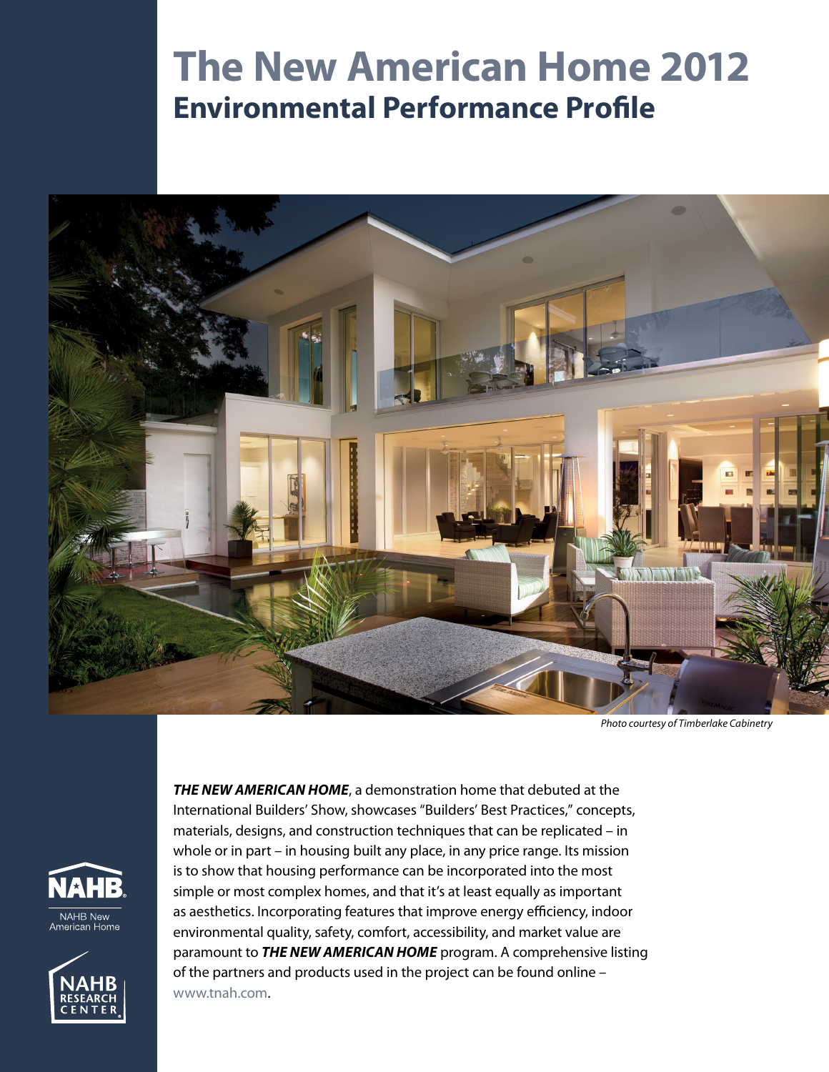# The New American Home 2012

## Environmental Performance Profile

*Photo courtesy of Timberlake Cabinetry*

***THE NEW AMERICAN HOME***, a demonstration home that debuted at the International Builders' Show, showcases "Builders' Best Practices," concepts, materials, designs, and construction techniques that can be replicated – in whole or in part – in housing built any place, in any price range. Its mission is to show that housing performance can be incorporated into the most simple or most complex homes, and that it's at least equally as important as aesthetics. Incorporating features that improve energy efficiency, indoor environmental quality, safety, comfort, accessibility, and market value are paramount to ***THE NEW AMERICAN HOME*** program. A comprehensive listing of the partners and products used in the project can be found online – www.tnah.com.

NAHB

NAHB New American Home

NAHB RESEARCH CENTER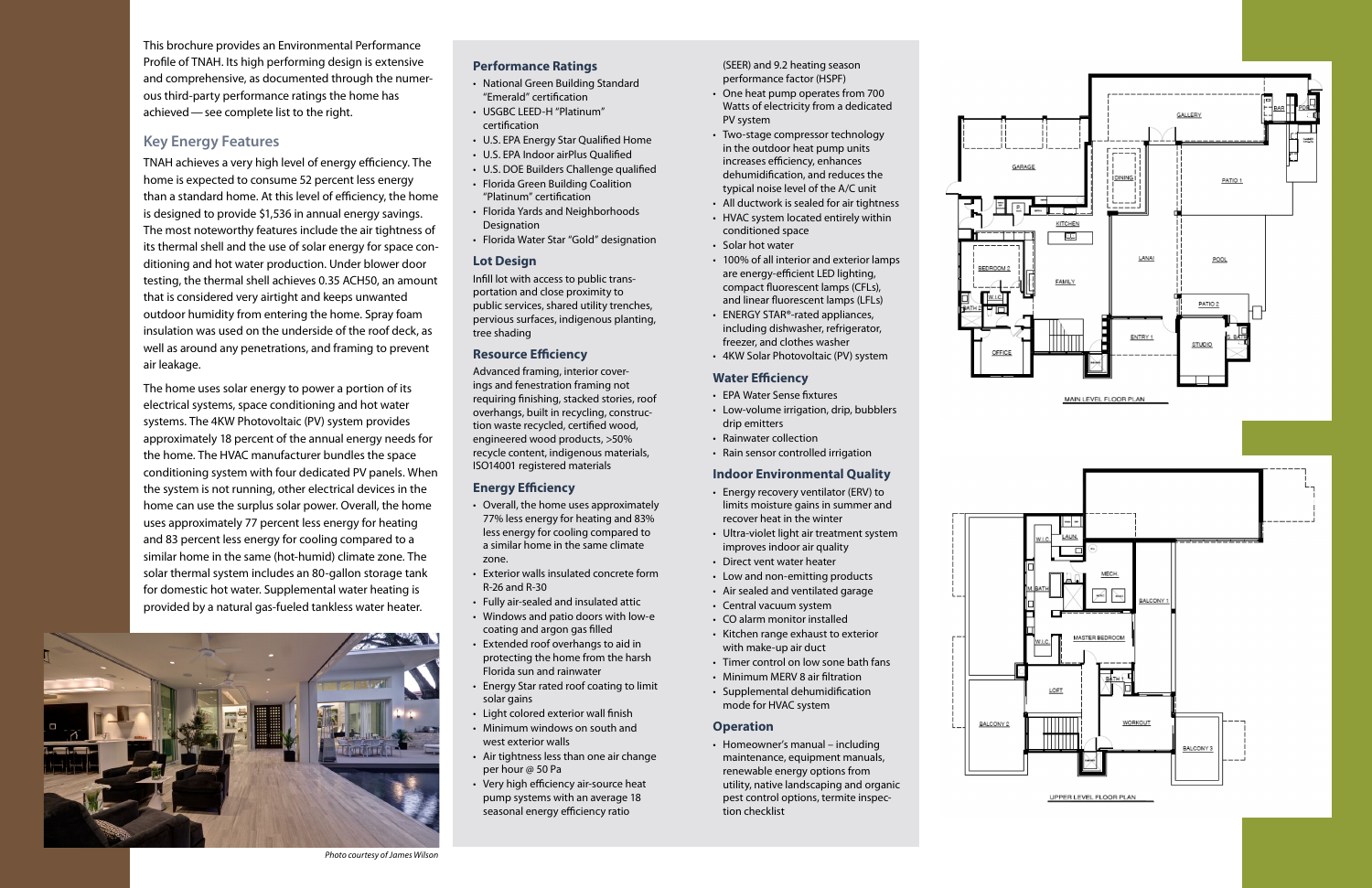This brochure provides an Environmental Performance Profile of TNAH. Its high performing design is extensive and comprehensive, as documented through the numerous third-party performance ratings the home has achieved — see complete list to the right.

## Key Energy Features

TNAH achieves a very high level of energy efficiency. The home is expected to consume 52 percent less energy than a standard home. At this level of efficiency, the home is designed to provide $1,536 in annual energy savings. The most noteworthy features include the air tightness of its thermal shell and the use of solar energy for space conditioning and hot water production. Under blower door testing, the thermal shell achieves 0.35 ACH50, an amount that is considered very airtight and keeps unwanted outdoor humidity from entering the home. Spray foam insulation was used on the underside of the roof deck, as well as around any penetrations, and framing to prevent air leakage.

The home uses solar energy to power a portion of its electrical systems, space conditioning and hot water systems. The 4KW Photovoltaic (PV) system provides approximately 18 percent of the annual energy needs for the home. The HVAC manufacturer bundles the space conditioning system with four dedicated PV panels. When the system is not running, other electrical devices in the home can use the surplus solar power. Overall, the home uses approximately 77 percent less energy for heating and 83 percent less energy for cooling compared to a similar home in the same (hot-humid) climate zone. The solar thermal system includes an 80-gallon storage tank for domestic hot water. Supplemental water heating is provided by a natural gas-fueled tankless water heater.

*Photo courtesy of James Wilson*

### Performance Ratings

- National Green Building Standard "Emerald" certification
- USGBC LEED-H "Platinum" certification
- U.S. EPA Energy Star Qualified Home
- U.S. EPA Indoor airPlus Qualified
- U.S. DOE Builders Challenge qualified
- Florida Green Building Coalition "Platinum" certification
- Florida Yards and Neighborhoods Designation
- Florida Water Star "Gold" designation

### Lot Design

Infill lot with access to public transportation and close proximity to public services, shared utility trenches, pervious surfaces, indigenous planting, tree shading

### Resource Efficiency

Advanced framing, interior coverings and fenestration framing not requiring finishing, stacked stories, roof overhangs, built in recycling, construction waste recycled, certified wood, engineered wood products, >50% recycle content, indigenous materials, ISO14001 registered materials

### Energy Efficiency

- Overall, the home uses approximately 77% less energy for heating and 83% less energy for cooling compared to a similar home in the same climate zone.
- Exterior walls insulated concrete form R-26 and R-30
- Fully air-sealed and insulated attic
- Windows and patio doors with low-e coating and argon gas filled
- Extended roof overhangs to aid in protecting the home from the harsh Florida sun and rainwater
- Energy Star rated roof coating to limit solar gains
- Light colored exterior wall finish
- Minimum windows on south and west exterior walls
- Air tightness less than one air change per hour @ 50 Pa
- Very high efficiency air-source heat pump systems with an average 18 seasonal energy efficiency ratio (SEER) and 9.2 heating season performance factor (HSPF)
- One heat pump operates from 700 Watts of electricity from a dedicated PV system
- Two-stage compressor technology in the outdoor heat pump units increases efficiency, enhances dehumidification, and reduces the typical noise level of the A/C unit
- All ductwork is sealed for air tightness
- HVAC system located entirely within conditioned space
- Solar hot water
- 100% of all interior and exterior lamps are energy-efficient LED lighting, compact fluorescent lamps (CFLs), and linear fluorescent lamps (LFLs)
- ENERGY STAR®-rated appliances, including dishwasher, refrigerator, freezer, and clothes washer
- 4KW Solar Photovoltaic (PV) system

### Water Efficiency

- EPA Water Sense fixtures
- Low-volume irrigation, drip, bubblers drip emitters
- Rainwater collection
- Rain sensor controlled irrigation

### Indoor Environmental Quality

- Energy recovery ventilator (ERV) to limits moisture gains in summer and recover heat in the winter
- Ultra-violet light air treatment system improves indoor air quality
- Direct vent water heater
- Low and non-emitting products
- Air sealed and ventilated garage
- Central vacuum system
- CO alarm monitor installed
- Kitchen range exhaust to exterior with make-up air duct
- Timer control on low sone bath fans
- Minimum MERV 8 air filtration
- Supplemental dehumidification mode for HVAC system

### Operation

- Homeowner's manual – including maintenance, equipment manuals, renewable energy options from utility, native landscaping and organic pest control options, termite inspection checklist

MAIN LEVEL FLOOR PLAN

UPPER LEVEL FLOOR PLAN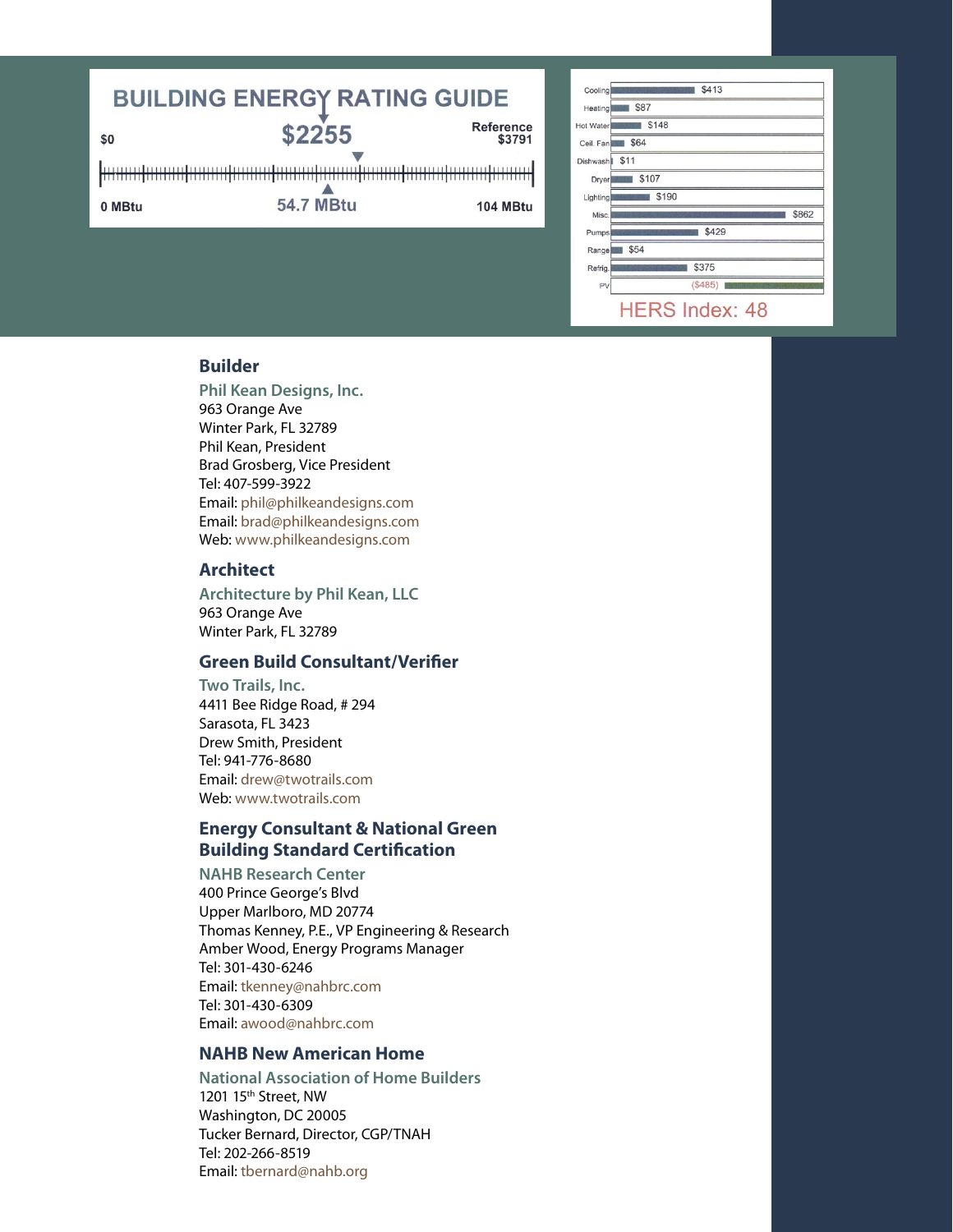BUILDING ENERGY RATING GUIDE

$0

$2255

Reference $3791

0 MBtu

54.7 MBtu

104 MBtu

Cooling $413

Heating $87

Hot Water $148

Ceil. Fan $64

Dishwash $11

Dryer $107

Lighting $190

Misc. $862

Pumps $429

Range $54

Refrig. $375

PV ($485)

HERS Index: 48

## Builder

**Phil Kean Designs, Inc.**
963 Orange Ave
Winter Park, FL 32789
Phil Kean, President
Brad Grosberg, Vice President
Tel: 407-599-3922
Email: phil@philkeandesigns.com
Email: brad@philkeandesigns.com
Web: www.philkeandesigns.com

## Architect

**Architecture by Phil Kean, LLC**
963 Orange Ave
Winter Park, FL 32789

## Green Build Consultant/Verifier

**Two Trails, Inc.**
4411 Bee Ridge Road, # 294
Sarasota, FL 3423
Drew Smith, President
Tel: 941-776-8680
Email: drew@twotrails.com
Web: www.twotrails.com

## Energy Consultant & National Green Building Standard Certification

**NAHB Research Center**
400 Prince George's Blvd
Upper Marlboro, MD 20774
Thomas Kenney, P.E., VP Engineering & Research
Amber Wood, Energy Programs Manager
Tel: 301-430-6246
Email: tkenney@nahbrc.com
Tel: 301-430-6309
Email: awood@nahbrc.com

## NAHB New American Home

**National Association of Home Builders**
1201 15th Street, NW
Washington, DC 20005
Tucker Bernard, Director, CGP/TNAH
Tel: 202-266-8519
Email: tbernard@nahb.org